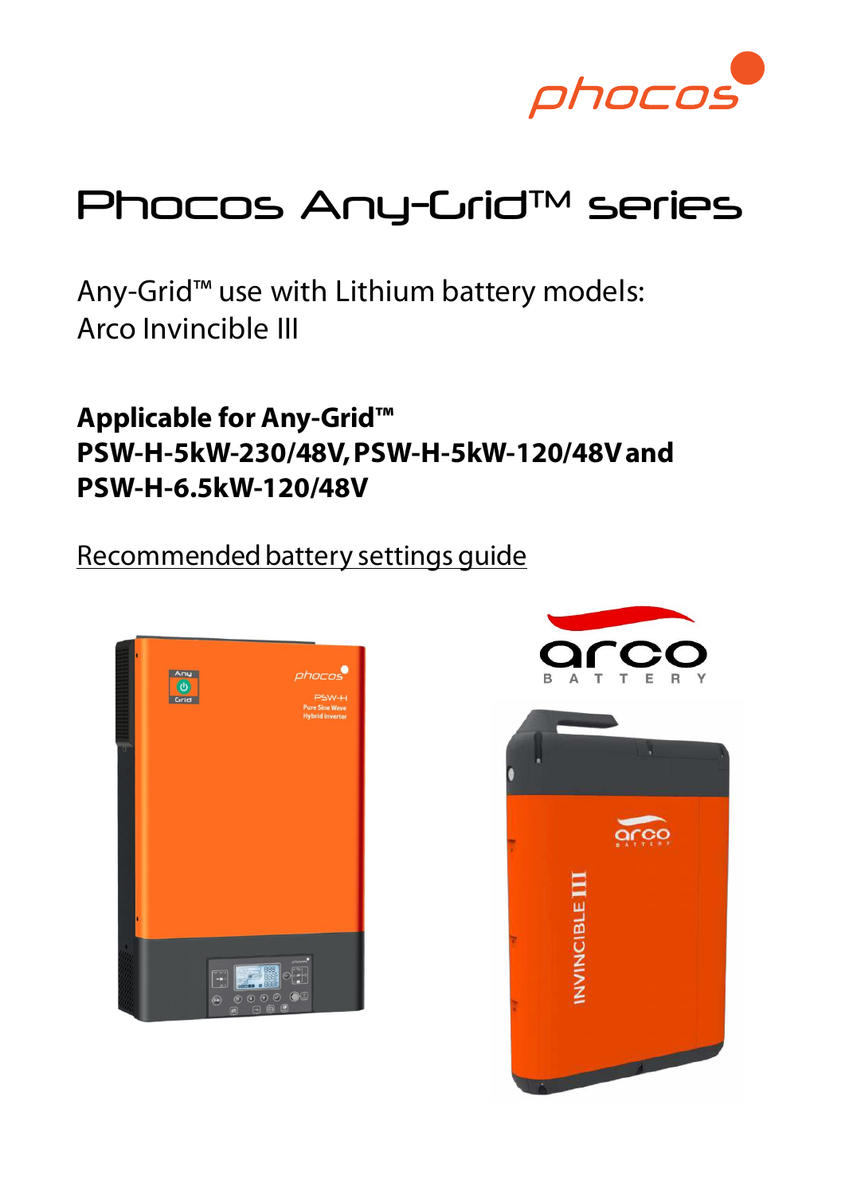# Phocos Any-Grid™ series

Any-Grid™ use with Lithium battery models:
Arco Invincible III

**Applicable for Any-Grid™**
**PSW-H-5kW-230/48V, PSW-H-5kW-120/48V and**
**PSW-H-6.5kW-120/48V**

Recommended battery settings guide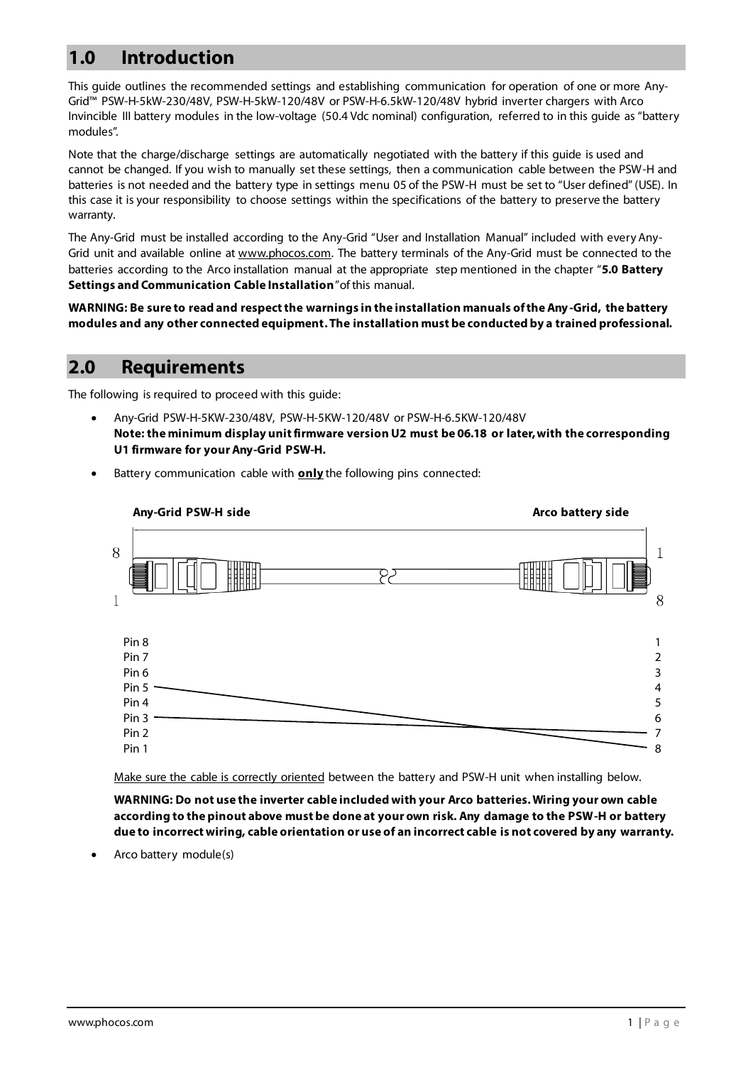## 1.0 Introduction

This guide outlines the recommended settings and establishing communication for operation of one or more Any-Grid™ PSW-H-5kW-230/48V, PSW-H-5kW-120/48V or PSW-H-6.5kW-120/48V hybrid inverter chargers with Arco Invincible III battery modules in the low-voltage (50.4 Vdc nominal) configuration, referred to in this guide as "battery modules".

Note that the charge/discharge settings are automatically negotiated with the battery if this guide is used and cannot be changed. If you wish to manually set these settings, then a communication cable between the PSW-H and batteries is not needed and the battery type in settings menu 05 of the PSW-H must be set to "User defined" (USE). In this case it is your responsibility to choose settings within the specifications of the battery to preserve the battery warranty.

The Any-Grid must be installed according to the Any-Grid "User and Installation Manual" included with every Any-Grid unit and available online at www.phocos.com. The battery terminals of the Any-Grid must be connected to the batteries according to the Arco installation manual at the appropriate step mentioned in the chapter "**5.0 Battery Settings and Communication Cable Installation**" of this manual.

**WARNING: Be sure to read and respect the warnings in the installation manuals of the Any-Grid, the battery modules and any other connected equipment. The installation must be conducted by a trained professional.**

## 2.0 Requirements

The following is required to proceed with this guide:

- Any-Grid PSW-H-5KW-230/48V, PSW-H-5KW-120/48V or PSW-H-6.5KW-120/48V
  **Note: the minimum display unit firmware version U2 must be 06.18 or later, with the corresponding U1 firmware for your Any-Grid PSW-H.**
- Battery communication cable with **only** the following pins connected:

| Any-Grid PSW-H side | Arco battery side |
|---|---|
| Pin 5 | 8 |
| Pin 3 | 7 |

  Make sure the cable is correctly oriented between the battery and PSW-H unit when installing below.

  **WARNING: Do not use the inverter cable included with your Arco batteries. Wiring your own cable according to the pinout above must be done at your own risk. Any damage to the PSW-H or battery due to incorrect wiring, cable orientation or use of an incorrect cable is not covered by any warranty.**

- Arco battery module(s)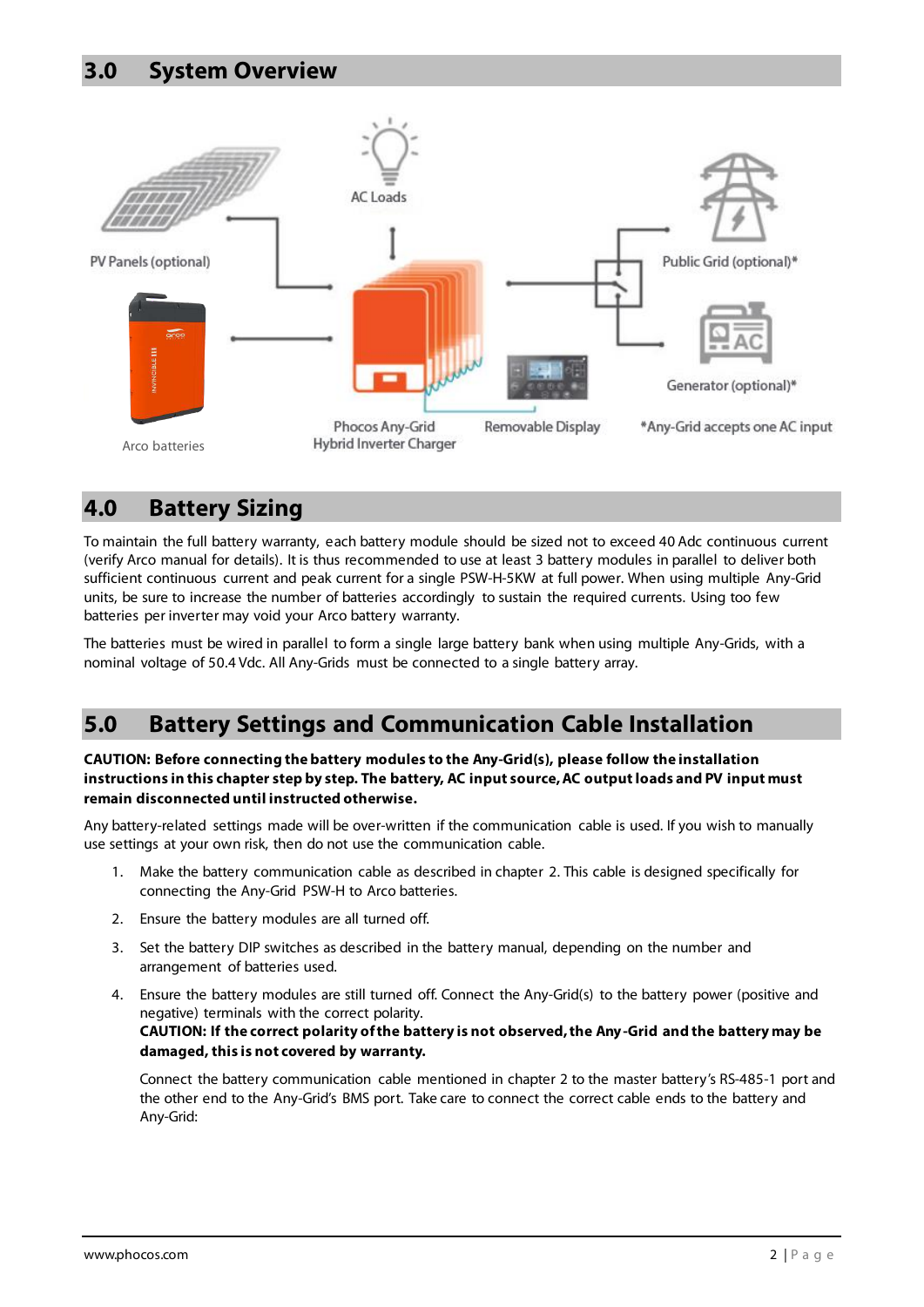## 3.0 System Overview

PV Panels (optional)

AC Loads

Public Grid (optional)*

Generator (optional)*

Arco batteries

Phocos Any-Grid Hybrid Inverter Charger

Removable Display

*Any-Grid accepts one AC input

## 4.0 Battery Sizing

To maintain the full battery warranty, each battery module should be sized not to exceed 40 Adc continuous current (verify Arco manual for details). It is thus recommended to use at least 3 battery modules in parallel to deliver both sufficient continuous current and peak current for a single PSW-H-5KW at full power. When using multiple Any-Grid units, be sure to increase the number of batteries accordingly to sustain the required currents. Using too few batteries per inverter may void your Arco battery warranty.

The batteries must be wired in parallel to form a single large battery bank when using multiple Any-Grids, with a nominal voltage of 50.4 Vdc. All Any-Grids must be connected to a single battery array.

## 5.0 Battery Settings and Communication Cable Installation

**CAUTION: Before connecting the battery modules to the Any-Grid(s), please follow the installation instructions in this chapter step by step. The battery, AC input source, AC output loads and PV input must remain disconnected until instructed otherwise.**

Any battery-related settings made will be over-written if the communication cable is used. If you wish to manually use settings at your own risk, then do not use the communication cable.

1. Make the battery communication cable as described in chapter 2. This cable is designed specifically for connecting the Any-Grid PSW-H to Arco batteries.
2. Ensure the battery modules are all turned off.
3. Set the battery DIP switches as described in the battery manual, depending on the number and arrangement of batteries used.
4. Ensure the battery modules are still turned off. Connect the Any-Grid(s) to the battery power (positive and negative) terminals with the correct polarity.
   **CAUTION: If the correct polarity of the battery is not observed, the Any-Grid and the battery may be damaged, this is not covered by warranty.**

   Connect the battery communication cable mentioned in chapter 2 to the master battery's RS-485-1 port and the other end to the Any-Grid's BMS port. Take care to connect the correct cable ends to the battery and Any-Grid: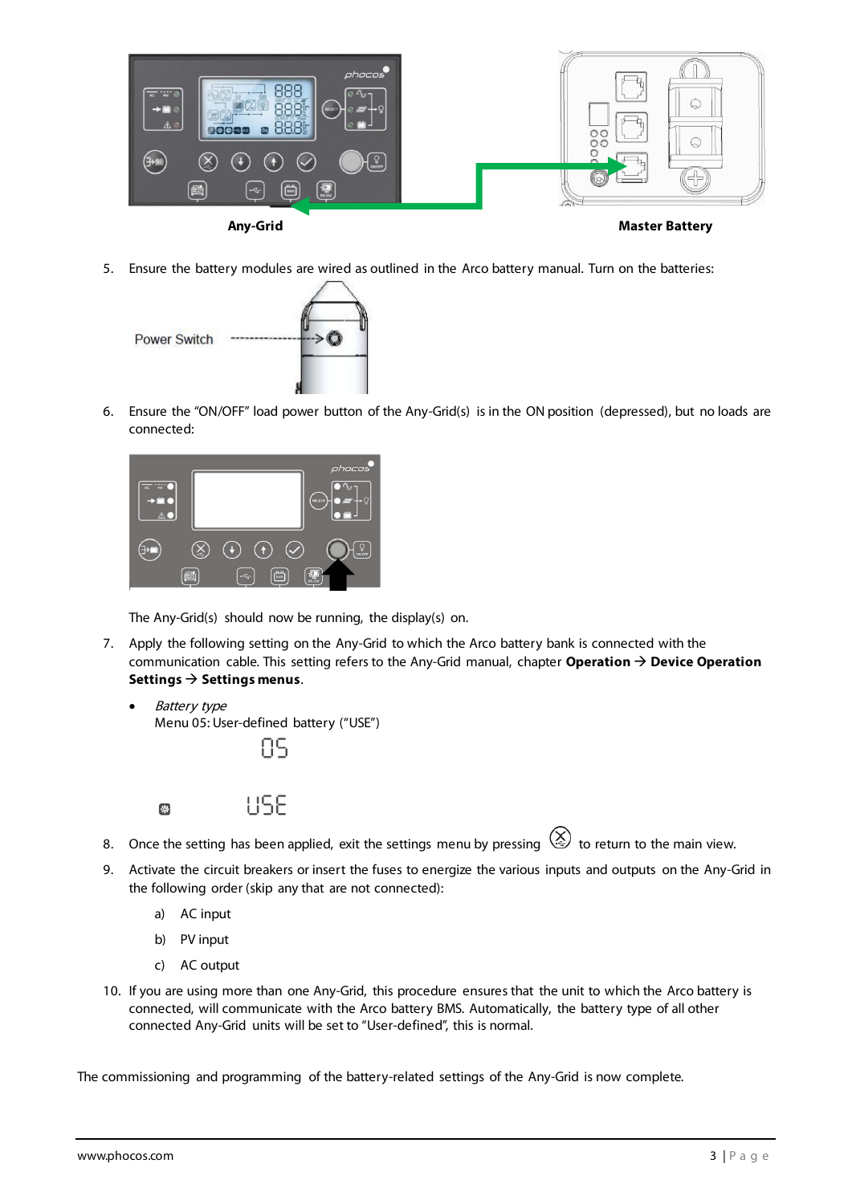Any-Grid

Master Battery

5. Ensure the battery modules are wired as outlined in the Arco battery manual. Turn on the batteries:

Power Switch

6. Ensure the "ON/OFF" load power button of the Any-Grid(s) is in the ON position (depressed), but no loads are connected:

   The Any-Grid(s) should now be running, the display(s) on.

7. Apply the following setting on the Any-Grid to which the Arco battery bank is connected with the communication cable. This setting refers to the Any-Grid manual, chapter **Operation → Device Operation Settings → Settings menus**.

   - *Battery type*
     Menu 05: User-defined battery ("USE")

     05

     USE

8. Once the setting has been applied, exit the settings menu by pressing ⊗ to return to the main view.

9. Activate the circuit breakers or insert the fuses to energize the various inputs and outputs on the Any-Grid in the following order (skip any that are not connected):

   a) AC input

   b) PV input

   c) AC output

10. If you are using more than one Any-Grid, this procedure ensures that the unit to which the Arco battery is connected, will communicate with the Arco battery BMS. Automatically, the battery type of all other connected Any-Grid units will be set to "User-defined", this is normal.

The commissioning and programming of the battery-related settings of the Any-Grid is now complete.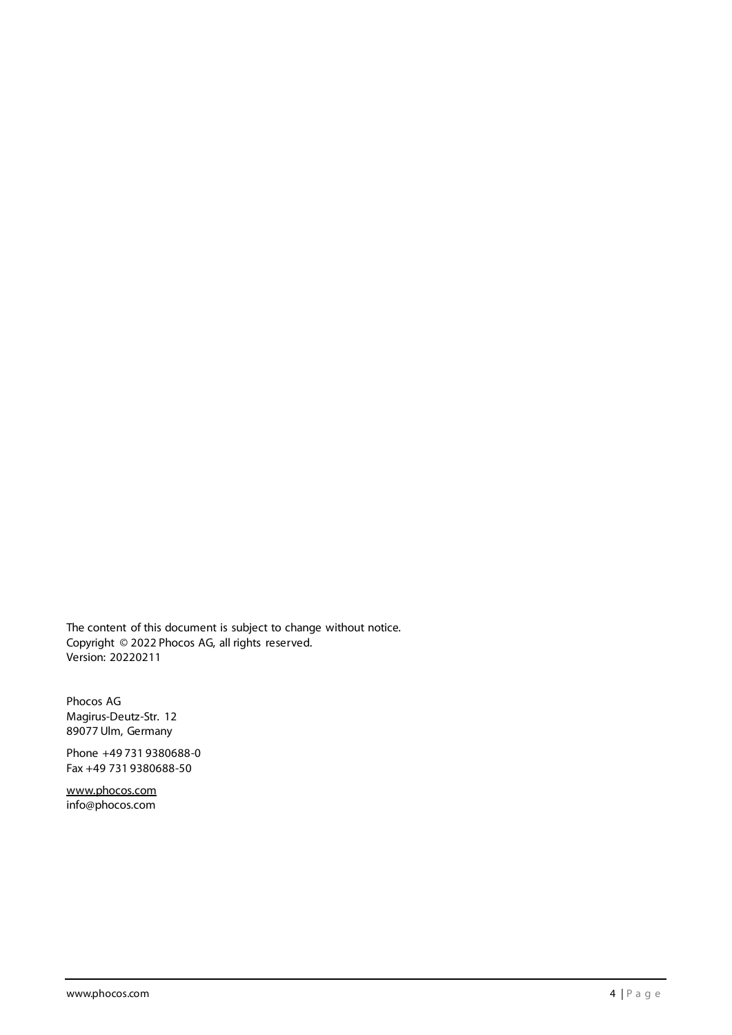The content of this document is subject to change without notice.
Copyright © 2022 Phocos AG, all rights reserved.
Version: 20220211

Phocos AG
Magirus-Deutz-Str. 12
89077 Ulm, Germany

Phone +49 731 9380688-0
Fax +49 731 9380688-50

www.phocos.com
info@phocos.com